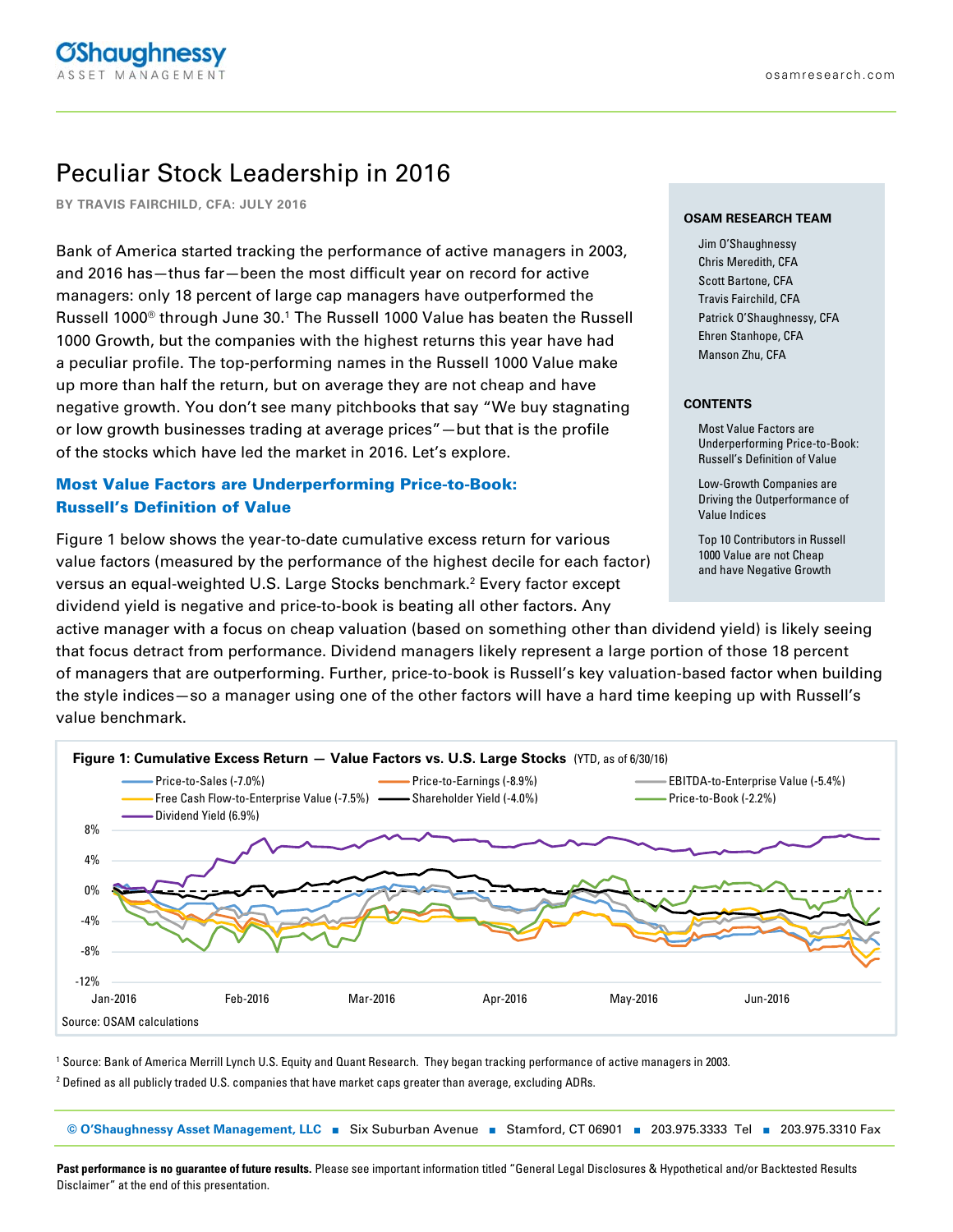# Peculiar Stock Leadership in 2016

**BY TRAVIS FAIRCHILD, CFA: JULY 2016**

**OSAM RESEARCH TEAM**

- Jim O'Shaughnessy
- Chris Meredith, CFA
- Scott Bartone, CFA
- Travis Fairchild, CFA
- Patrick O'Shaughnessy, CFA
- Ehren Stanhope, CFA
- Manson Zhu, CFA

**CONTENTS**

- Most Value Factors are Underperforming Price-to-Book: Russell's Definition of Value
- Low-Growth Companies are Driving the Outperformance of Value Indices
- Top 10 Contributors in Russell 1000 Value are not Cheap and have Negative Growth

Bank of America started tracking the performance of active managers in 2003, and 2016 has—thus far—been the most difficult year on record for active managers: only 18 percent of large cap managers have outperformed the Russell 1000® through June 30.[1] The Russell 1000 Value has beaten the Russell 1000 Growth, but the companies with the highest returns this year have had a peculiar profile. The top-performing names in the Russell 1000 Value make up more than half the return, but on average they are not cheap and have negative growth. You don't see many pitchbooks that say "We buy stagnating or low growth businesses trading at average prices"—but that is the profile of the stocks which have led the market in 2016. Let's explore.

## Most Value Factors are Underperforming Price-to-Book: Russell's Definition of Value

Figure 1 below shows the year-to-date cumulative excess return for various value factors (measured by the performance of the highest decile for each factor) versus an equal-weighted U.S. Large Stocks benchmark.[2] Every factor except dividend yield is negative and price-to-book is beating all other factors. Any active manager with a focus on cheap valuation (based on something other than dividend yield) is likely seeing that focus detract from performance. Dividend managers likely represent a large portion of those 18 percent of managers that are outperforming. Further, price-to-book is Russell's key valuation-based factor when building the style indices—so a manager using one of the other factors will have a hard time keeping up with Russell's value benchmark.

**Figure 1: Cumulative Excess Return — Value Factors vs. U.S. Large Stocks** (YTD, as of 6/30/16)

Legend: Price-to-Sales (-7.0%); Price-to-Earnings (-8.9%); EBITDA-to-Enterprise Value (-5.4%); Free Cash Flow-to-Enterprise Value (-7.5%); Shareholder Yield (-4.0%); Price-to-Book (-2.2%); Dividend Yield (6.9%)

Source: OSAM calculations

[1] Source: Bank of America Merrill Lynch U.S. Equity and Quant Research. They began tracking performance of active managers in 2003.

[2] Defined as all publicly traded U.S. companies that have market caps greater than average, excluding ADRs.

**Past performance is no guarantee of future results.** Please see important information titled "General Legal Disclosures & Hypothetical and/or Backtested Results Disclaimer" at the end of this presentation.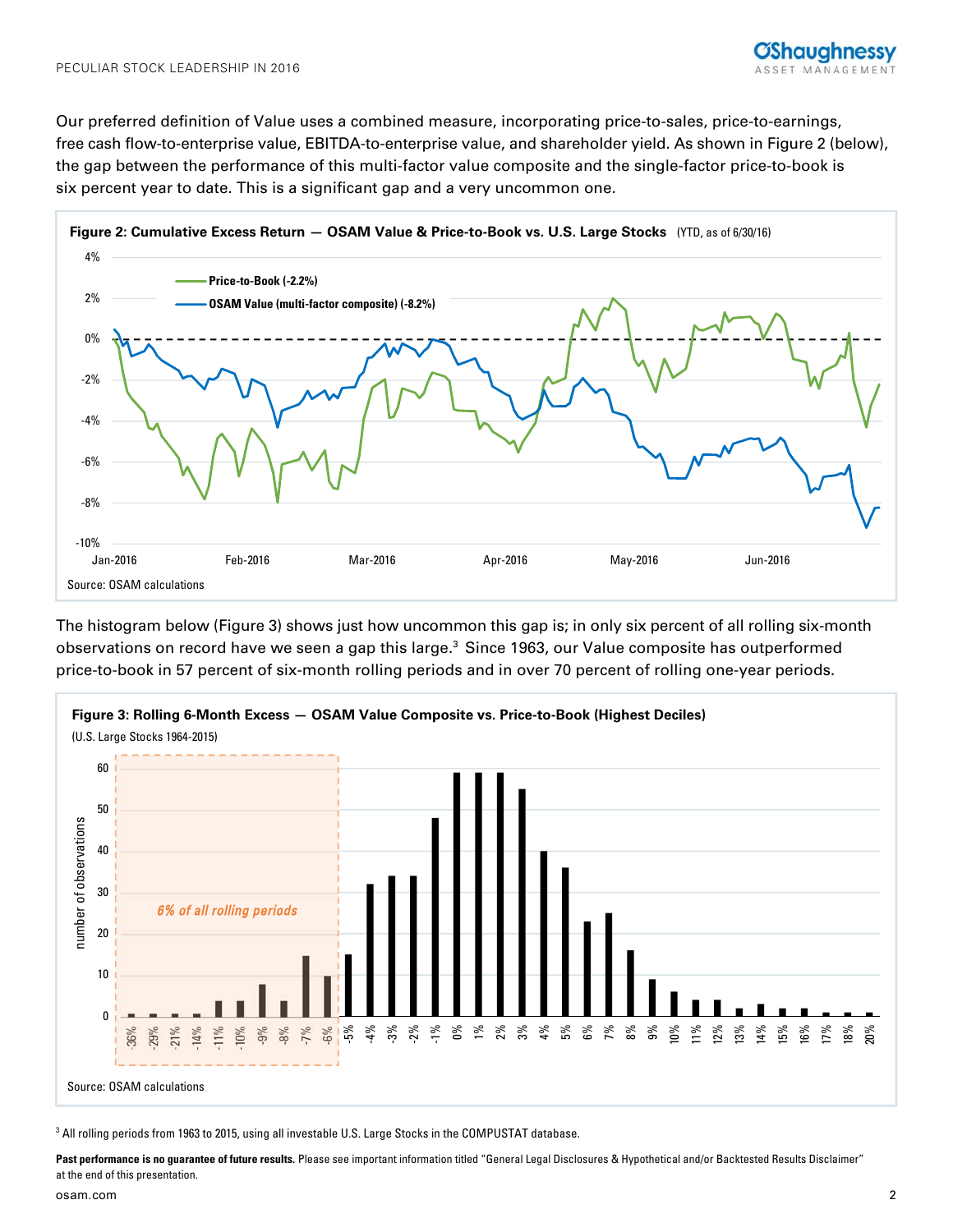Our preferred definition of Value uses a combined measure, incorporating price-to-sales, price-to-earnings, free cash flow-to-enterprise value, EBITDA-to-enterprise value, and shareholder yield. As shown in Figure 2 (below), the gap between the performance of this multi-factor value composite and the single-factor price-to-book is six percent year to date. This is a significant gap and a very uncommon one.

**Figure 2: Cumulative Excess Return — OSAM Value & Price-to-Book vs. U.S. Large Stocks** (YTD, as of 6/30/16)

Price-to-Book (-2.2%)
OSAM Value (multi-factor composite) (-8.2%)

Source: OSAM calculations

The histogram below (Figure 3) shows just how uncommon this gap is; in only six percent of all rolling six-month observations on record have we seen a gap this large.[3] Since 1963, our Value composite has outperformed price-to-book in 57 percent of six-month rolling periods and in over 70 percent of rolling one-year periods.

**Figure 3: Rolling 6-Month Excess — OSAM Value Composite vs. Price-to-Book (Highest Deciles)**
(U.S. Large Stocks 1964-2015)

*6% of all rolling periods*

Source: OSAM calculations

[3] All rolling periods from 1963 to 2015, using all investable U.S. Large Stocks in the COMPUSTAT database.

**Past performance is no guarantee of future results.** Please see important information titled "General Legal Disclosures & Hypothetical and/or Backtested Results Disclaimer" at the end of this presentation.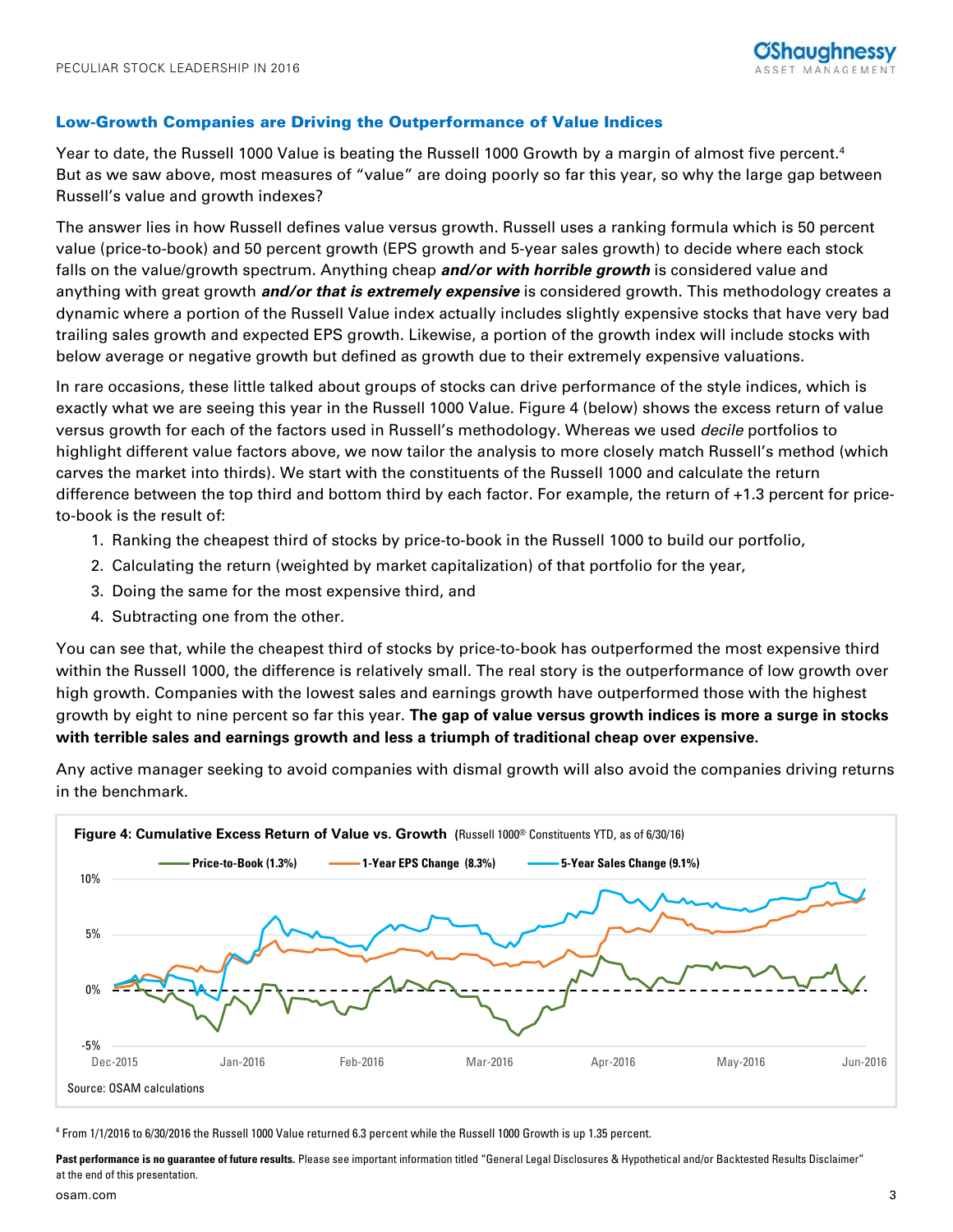## Low-Growth Companies are Driving the Outperformance of Value Indices

Year to date, the Russell 1000 Value is beating the Russell 1000 Growth by a margin of almost five percent.[4] But as we saw above, most measures of "value" are doing poorly so far this year, so why the large gap between Russell's value and growth indexes?

The answer lies in how Russell defines value versus growth. Russell uses a ranking formula which is 50 percent value (price-to-book) and 50 percent growth (EPS growth and 5-year sales growth) to decide where each stock falls on the value/growth spectrum. Anything cheap ***and/or with horrible growth*** is considered value and anything with great growth ***and/or that is extremely expensive*** is considered growth. This methodology creates a dynamic where a portion of the Russell Value index actually includes slightly expensive stocks that have very bad trailing sales growth and expected EPS growth. Likewise, a portion of the growth index will include stocks with below average or negative growth but defined as growth due to their extremely expensive valuations.

In rare occasions, these little talked about groups of stocks can drive performance of the style indices, which is exactly what we are seeing this year in the Russell 1000 Value. Figure 4 (below) shows the excess return of value versus growth for each of the factors used in Russell's methodology. Whereas we used *decile* portfolios to highlight different value factors above, we now tailor the analysis to more closely match Russell's method (which carves the market into thirds). We start with the constituents of the Russell 1000 and calculate the return difference between the top third and bottom third by each factor. For example, the return of +1.3 percent for price-to-book is the result of:

1. Ranking the cheapest third of stocks by price-to-book in the Russell 1000 to build our portfolio,
2. Calculating the return (weighted by market capitalization) of that portfolio for the year,
3. Doing the same for the most expensive third, and
4. Subtracting one from the other.

You can see that, while the cheapest third of stocks by price-to-book has outperformed the most expensive third within the Russell 1000, the difference is relatively small. The real story is the outperformance of low growth over high growth. Companies with the lowest sales and earnings growth have outperformed those with the highest growth by eight to nine percent so far this year. **The gap of value versus growth indices is more a surge in stocks with terrible sales and earnings growth and less a triumph of traditional cheap over expensive.**

Any active manager seeking to avoid companies with dismal growth will also avoid the companies driving returns in the benchmark.

**Figure 4: Cumulative Excess Return of Value vs. Growth** (Russell 1000® Constituents YTD, as of 6/30/16)

Legend: Price-to-Book (1.3%); 1-Year EPS Change (8.3%); 5-Year Sales Change (9.1%)

Source: OSAM calculations

[4] From 1/1/2016 to 6/30/2016 the Russell 1000 Value returned 6.3 percent while the Russell 1000 Growth is up 1.35 percent.

**Past performance is no guarantee of future results.** Please see important information titled "General Legal Disclosures & Hypothetical and/or Backtested Results Disclaimer" at the end of this presentation.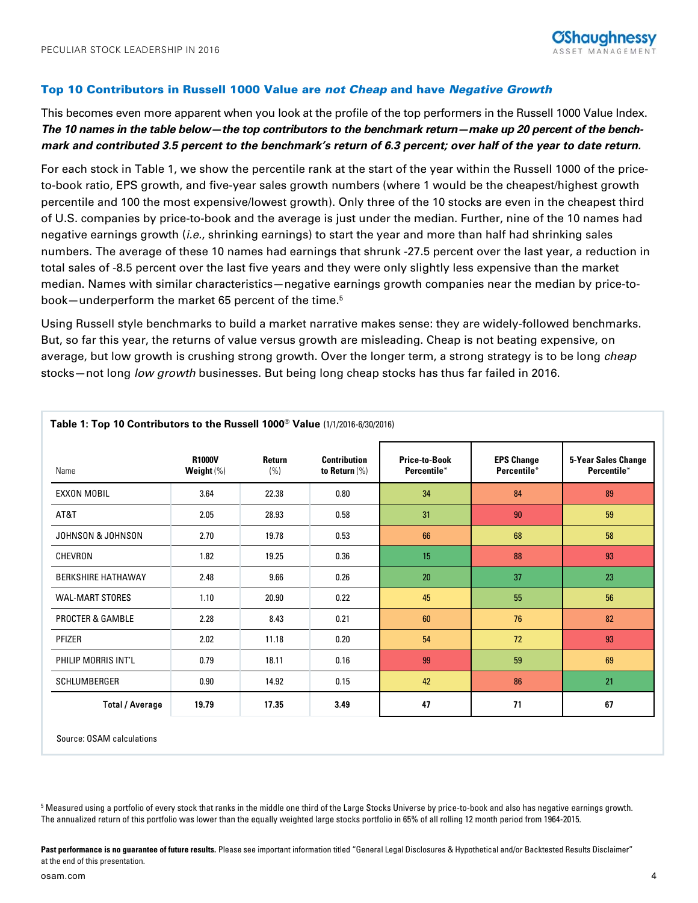## Top 10 Contributors in Russell 1000 Value are *not Cheap* and have *Negative Growth*

This becomes even more apparent when you look at the profile of the top performers in the Russell 1000 Value Index. ***The 10 names in the table below—the top contributors to the benchmark return—make up 20 percent of the benchmark and contributed 3.5 percent to the benchmark's return of 6.3 percent; over half of the year to date return.***

For each stock in Table 1, we show the percentile rank at the start of the year within the Russell 1000 of the price-to-book ratio, EPS growth, and five-year sales growth numbers (where 1 would be the cheapest/highest growth percentile and 100 the most expensive/lowest growth). Only three of the 10 stocks are even in the cheapest third of U.S. companies by price-to-book and the average is just under the median. Further, nine of the 10 names had negative earnings growth (*i.e.*, shrinking earnings) to start the year and more than half had shrinking sales numbers. The average of these 10 names had earnings that shrunk -27.5 percent over the last year, a reduction in total sales of -8.5 percent over the last five years and they were only slightly less expensive than the market median. Names with similar characteristics—negative earnings growth companies near the median by price-to-book—underperform the market 65 percent of the time.[5]

Using Russell style benchmarks to build a market narrative makes sense: they are widely-followed benchmarks. But, so far this year, the returns of value versus growth are misleading. Cheap is not beating expensive, on average, but low growth is crushing strong growth. Over the longer term, a strong strategy is to be long *cheap* stocks—not long *low growth* businesses. But being long cheap stocks has thus far failed in 2016.

**Table 1: Top 10 Contributors to the Russell 1000® Value** (1/1/2016-6/30/2016)

| Name | R1000V Weight (%) | Return (%) | Contribution to Return (%) | Price-to-Book Percentile* | EPS Change Percentile* | 5-Year Sales Change Percentile* |
|---|---|---|---|---|---|---|
| EXXON MOBIL | 3.64 | 22.38 | 0.80 | 34 | 84 | 89 |
| AT&T | 2.05 | 28.93 | 0.58 | 31 | 90 | 59 |
| JOHNSON & JOHNSON | 2.70 | 19.78 | 0.53 | 66 | 68 | 58 |
| CHEVRON | 1.82 | 19.25 | 0.36 | 15 | 88 | 93 |
| BERKSHIRE HATHAWAY | 2.48 | 9.66 | 0.26 | 20 | 37 | 23 |
| WAL-MART STORES | 1.10 | 20.90 | 0.22 | 45 | 55 | 56 |
| PROCTER & GAMBLE | 2.28 | 8.43 | 0.21 | 60 | 76 | 82 |
| PFIZER | 2.02 | 11.18 | 0.20 | 54 | 72 | 93 |
| PHILIP MORRIS INT'L | 0.79 | 18.11 | 0.16 | 99 | 59 | 69 |
| SCHLUMBERGER | 0.90 | 14.92 | 0.15 | 42 | 86 | 21 |
| **Total / Average** | **19.79** | **17.35** | **3.49** | **47** | **71** | **67** |

Source: OSAM calculations

[5] Measured using a portfolio of every stock that ranks in the middle one third of the Large Stocks Universe by price-to-book and also has negative earnings growth. The annualized return of this portfolio was lower than the equally weighted large stocks portfolio in 65% of all rolling 12 month period from 1964-2015.

**Past performance is no guarantee of future results.** Please see important information titled "General Legal Disclosures & Hypothetical and/or Backtested Results Disclaimer" at the end of this presentation.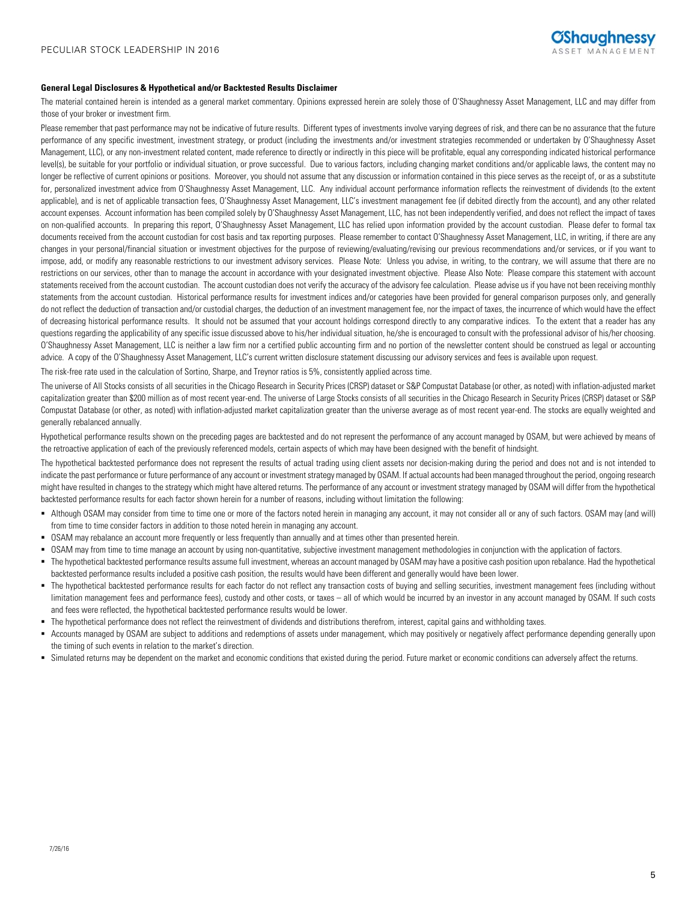**General Legal Disclosures & Hypothetical and/or Backtested Results Disclaimer**

The material contained herein is intended as a general market commentary. Opinions expressed herein are solely those of O'Shaughnessy Asset Management, LLC and may differ from those of your broker or investment firm.

Please remember that past performance may not be indicative of future results. Different types of investments involve varying degrees of risk, and there can be no assurance that the future performance of any specific investment, investment strategy, or product (including the investments and/or investment strategies recommended or undertaken by O'Shaughnessy Asset Management, LLC), or any non-investment related content, made reference to directly or indirectly in this piece will be profitable, equal any corresponding indicated historical performance level(s), be suitable for your portfolio or individual situation, or prove successful. Due to various factors, including changing market conditions and/or applicable laws, the content may no longer be reflective of current opinions or positions. Moreover, you should not assume that any discussion or information contained in this piece serves as the receipt of, or as a substitute for, personalized investment advice from O'Shaughnessy Asset Management, LLC. Any individual account performance information reflects the reinvestment of dividends (to the extent applicable), and is net of applicable transaction fees, O'Shaughnessy Asset Management, LLC's investment management fee (if debited directly from the account), and any other related account expenses. Account information has been compiled solely by O'Shaughnessy Asset Management, LLC, has not been independently verified, and does not reflect the impact of taxes on non-qualified accounts. In preparing this report, O'Shaughnessy Asset Management, LLC has relied upon information provided by the account custodian. Please defer to formal tax documents received from the account custodian for cost basis and tax reporting purposes. Please remember to contact O'Shaughnessy Asset Management, LLC, in writing, if there are any changes in your personal/financial situation or investment objectives for the purpose of reviewing/evaluating/revising our previous recommendations and/or services, or if you want to impose, add, or modify any reasonable restrictions to our investment advisory services. Please Note: Unless you advise, in writing, to the contrary, we will assume that there are no restrictions on our services, other than to manage the account in accordance with your designated investment objective. Please Also Note: Please compare this statement with account statements received from the account custodian. The account custodian does not verify the accuracy of the advisory fee calculation. Please advise us if you have not been receiving monthly statements from the account custodian. Historical performance results for investment indices and/or categories have been provided for general comparison purposes only, and generally do not reflect the deduction of transaction and/or custodial charges, the deduction of an investment management fee, nor the impact of taxes, the incurrence of which would have the effect of decreasing historical performance results. It should not be assumed that your account holdings correspond directly to any comparative indices. To the extent that a reader has any questions regarding the applicability of any specific issue discussed above to his/her individual situation, he/she is encouraged to consult with the professional advisor of his/her choosing. O'Shaughnessy Asset Management, LLC is neither a law firm nor a certified public accounting firm and no portion of the newsletter content should be construed as legal or accounting advice. A copy of the O'Shaughnessy Asset Management, LLC's current written disclosure statement discussing our advisory services and fees is available upon request.

The risk-free rate used in the calculation of Sortino, Sharpe, and Treynor ratios is 5%, consistently applied across time.

The universe of All Stocks consists of all securities in the Chicago Research in Security Prices (CRSP) dataset or S&P Compustat Database (or other, as noted) with inflation-adjusted market capitalization greater than $200 million as of most recent year-end. The universe of Large Stocks consists of all securities in the Chicago Research in Security Prices (CRSP) dataset or S&P Compustat Database (or other, as noted) with inflation-adjusted market capitalization greater than the universe average as of most recent year-end. The stocks are equally weighted and generally rebalanced annually.

Hypothetical performance results shown on the preceding pages are backtested and do not represent the performance of any account managed by OSAM, but were achieved by means of the retroactive application of each of the previously referenced models, certain aspects of which may have been designed with the benefit of hindsight.

The hypothetical backtested performance does not represent the results of actual trading using client assets nor decision-making during the period and does not and is not intended to indicate the past performance or future performance of any account or investment strategy managed by OSAM. If actual accounts had been managed throughout the period, ongoing research might have resulted in changes to the strategy which might have altered returns. The performance of any account or investment strategy managed by OSAM will differ from the hypothetical backtested performance results for each factor shown herein for a number of reasons, including without limitation the following:

- Although OSAM may consider from time to time one or more of the factors noted herein in managing any account, it may not consider all or any of such factors. OSAM may (and will) from time to time consider factors in addition to those noted herein in managing any account.
- OSAM may rebalance an account more frequently or less frequently than annually and at times other than presented herein.
- OSAM may from time to time manage an account by using non-quantitative, subjective investment management methodologies in conjunction with the application of factors.
- The hypothetical backtested performance results assume full investment, whereas an account managed by OSAM may have a positive cash position upon rebalance. Had the hypothetical backtested performance results included a positive cash position, the results would have been different and generally would have been lower.
- The hypothetical backtested performance results for each factor do not reflect any transaction costs of buying and selling securities, investment management fees (including without limitation management fees and performance fees), custody and other costs, or taxes – all of which would be incurred by an investor in any account managed by OSAM. If such costs and fees were reflected, the hypothetical backtested performance results would be lower.
- The hypothetical performance does not reflect the reinvestment of dividends and distributions therefrom, interest, capital gains and withholding taxes.
- Accounts managed by OSAM are subject to additions and redemptions of assets under management, which may positively or negatively affect performance depending generally upon the timing of such events in relation to the market's direction.
- Simulated returns may be dependent on the market and economic conditions that existed during the period. Future market or economic conditions can adversely affect the returns.

7/26/16